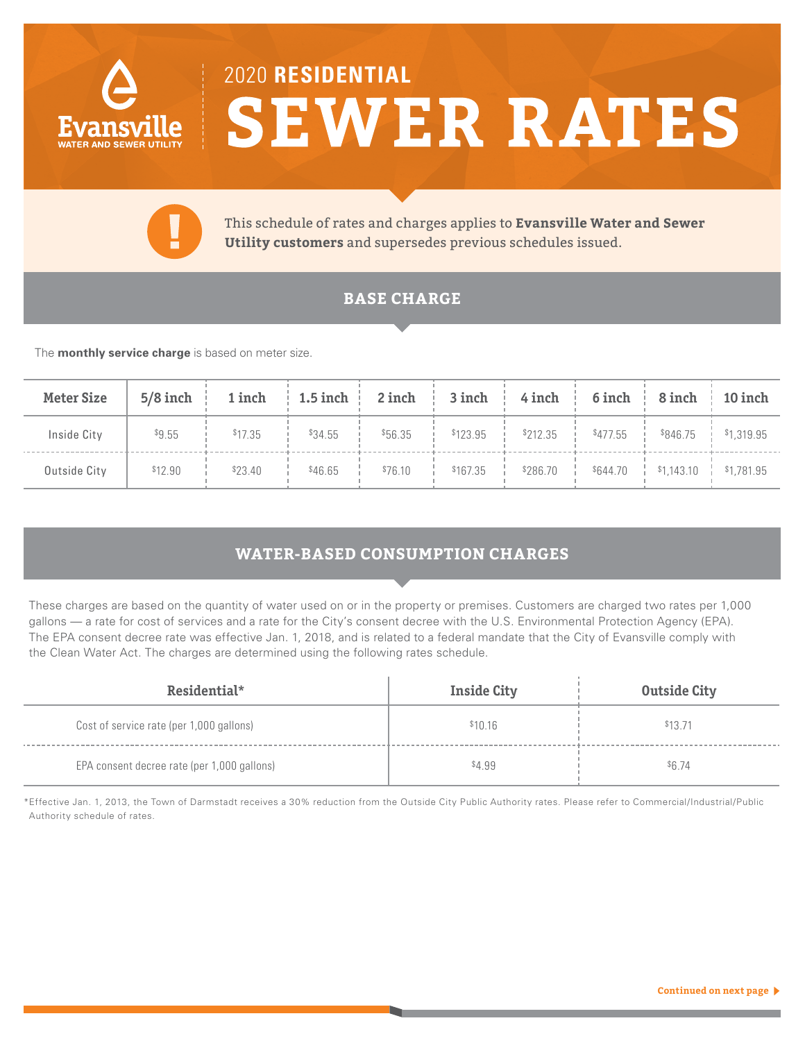Evansville
WATER AND SEWER UTILITY

# 2020 RESIDENTIAL SEWER RATES

This schedule of rates and charges applies to **Evansville Water and Sewer Utility customers** and supersedes previous schedules issued.

## BASE CHARGE

The **monthly service charge** is based on meter size.

| Meter Size | 5/8 inch | 1 inch | 1.5 inch | 2 inch | 3 inch | 4 inch | 6 inch | 8 inch | 10 inch |
|---|---|---|---|---|---|---|---|---|---|
| Inside City | $9.55 | $17.35 | $34.55 | $56.35 | $123.95 | $212.35 | $477.55 | $846.75 | $1,319.95 |
| Outside City | $12.90 | $23.40 | $46.65 | $76.10 | $167.35 | $286.70 | $644.70 | $1,143.10 | $1,781.95 |

## WATER-BASED CONSUMPTION CHARGES

These charges are based on the quantity of water used on or in the property or premises. Customers are charged two rates per 1,000 gallons — a rate for cost of services and a rate for the City's consent decree with the U.S. Environmental Protection Agency (EPA). The EPA consent decree rate was effective Jan. 1, 2018, and is related to a federal mandate that the City of Evansville comply with the Clean Water Act. The charges are determined using the following rates schedule.

| Residential* | Inside City | Outside City |
|---|---|---|
| Cost of service rate (per 1,000 gallons) | $10.16 | $13.71 |
| EPA consent decree rate (per 1,000 gallons) | $4.99 | $6.74 |

*Effective Jan. 1, 2013, the Town of Darmstadt receives a 30% reduction from the Outside City Public Authority rates. Please refer to Commercial/Industrial/Public Authority schedule of rates.

Continued on next page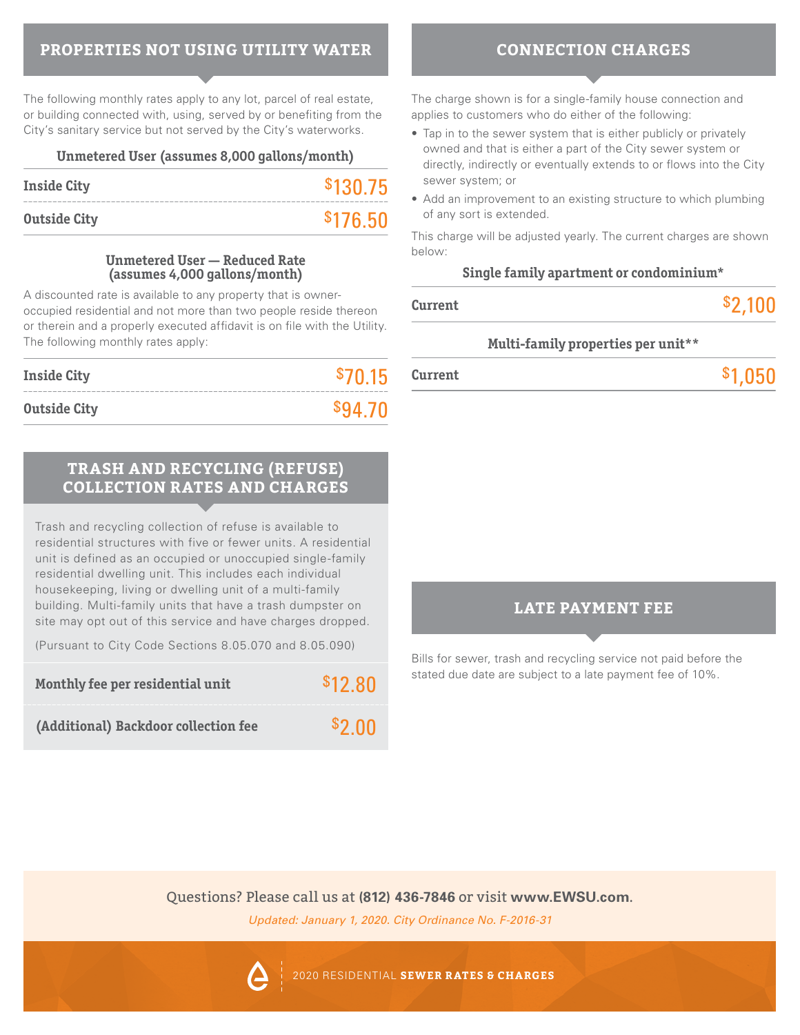## PROPERTIES NOT USING UTILITY WATER

The following monthly rates apply to any lot, parcel of real estate, or building connected with, using, served by or benefiting from the City's sanitary service but not served by the City's waterworks.

### Unmetered User (assumes 8,000 gallons/month)

| | |
|---|---|
| **Inside City** | $130.75 |
| **Outside City** | $176.50 |

### Unmetered User — Reduced Rate (assumes 4,000 gallons/month)

A discounted rate is available to any property that is owner-occupied residential and not more than two people reside thereon or therein and a properly executed affidavit is on file with the Utility. The following monthly rates apply:

| | |
|---|---|
| **Inside City** | $70.15 |
| **Outside City** | $94.70 |

## TRASH AND RECYCLING (REFUSE) COLLECTION RATES AND CHARGES

Trash and recycling collection of refuse is available to residential structures with five or fewer units. A residential unit is defined as an occupied or unoccupied single-family residential dwelling unit. This includes each individual housekeeping, living or dwelling unit of a multi-family building. Multi-family units that have a trash dumpster on site may opt out of this service and have charges dropped.

(Pursuant to City Code Sections 8.05.070 and 8.05.090)

| | |
|---|---|
| **Monthly fee per residential unit** | $12.80 |
| **(Additional) Backdoor collection fee** | $2.00 |

## CONNECTION CHARGES

The charge shown is for a single-family house connection and applies to customers who do either of the following:

- Tap in to the sewer system that is either publicly or privately owned and that is either a part of the City sewer system or directly, indirectly or eventually extends to or flows into the City sewer system; or
- Add an improvement to an existing structure to which plumbing of any sort is extended.

This charge will be adjusted yearly. The current charges are shown below:

### Single family apartment or condominium*

| | |
|---|---|
| **Current** | $2,100 |

### Multi-family properties per unit**

| | |
|---|---|
| **Current** | $1,050 |

## LATE PAYMENT FEE

Bills for sewer, trash and recycling service not paid before the stated due date are subject to a late payment fee of 10%.

Questions? Please call us at **(812) 436-7846** or visit **www.EWSU.com**.

*Updated: January 1, 2020. City Ordinance No. F-2016-31*

2020 RESIDENTIAL **SEWER RATES & CHARGES**